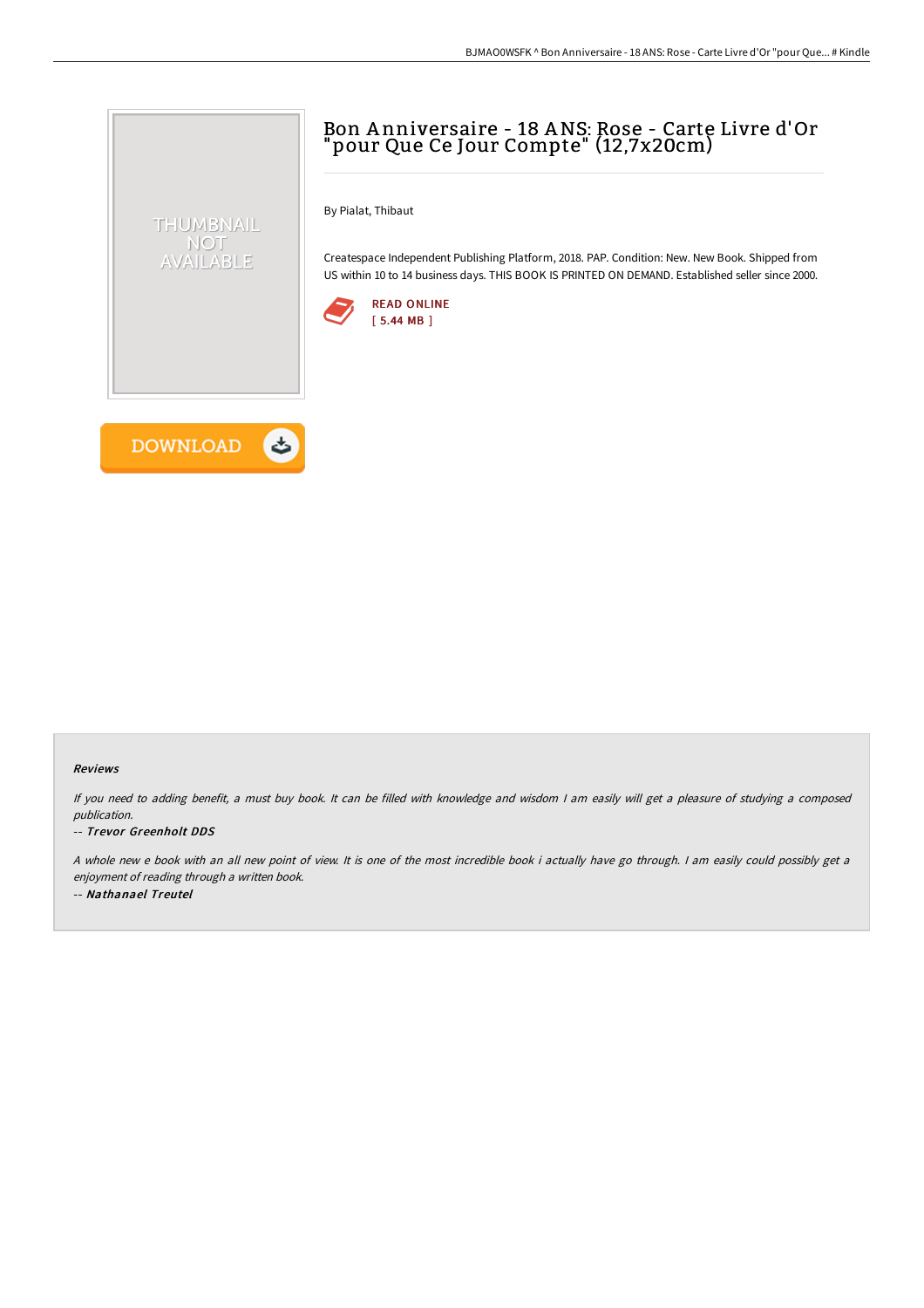# Bon Anniversaire - 18 ANS: Rose - Carte Livre d'Or "pour Que Ce Jour Compte" (12,7x20cm)

By Pialat, Thibaut

Createspace Independent Publishing Platform, 2018. PAP. Condition: New. New Book. Shipped from US within 10 to 14 business days. THIS BOOK IS PRINTED ON DEMAND. Established seller since 2000.

READ ONLINE
[ 5.44 MB ]

DOWNLOAD

### Reviews

*If you need to adding benefit, a must buy book. It can be filled with knowledge and wisdom I am easily will get a pleasure of studying a composed publication.*

-- ***Trevor Greenholt DDS***

*A whole new e book with an all new point of view. It is one of the most incredible book i actually have go through. I am easily could possibly get a enjoyment of reading through a written book.*

-- ***Nathanael Treutel***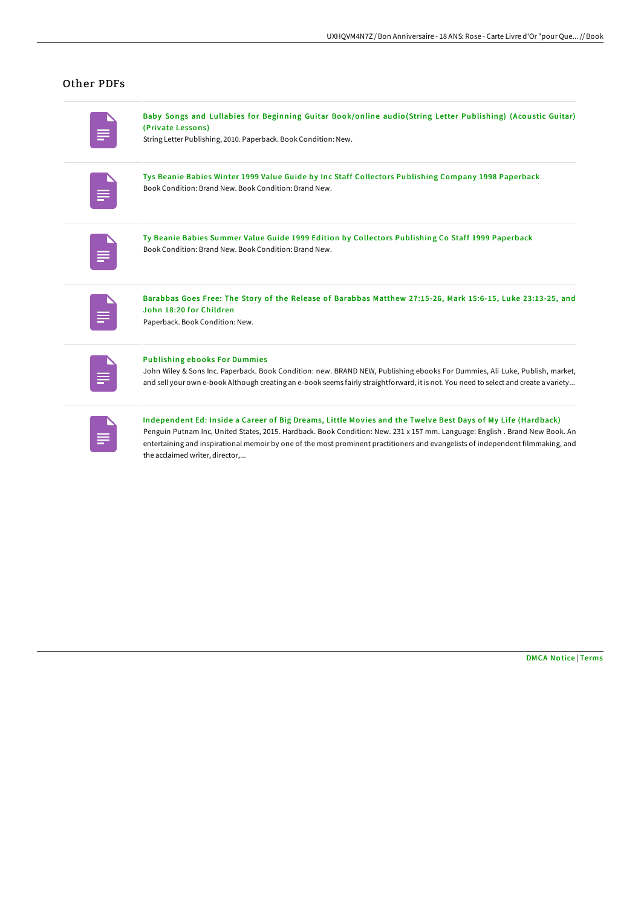## Other PDFs

**Baby Songs and Lullabies for Beginning Guitar Book/online audio(String Letter Publishing) (Acoustic Guitar) (Private Lessons)**
String Letter Publishing, 2010. Paperback. Book Condition: New.

**Tys Beanie Babies Winter 1999 Value Guide by Inc Staff Collectors Publishing Company 1998 Paperback**
Book Condition: Brand New. Book Condition: Brand New.

**Ty Beanie Babies Summer Value Guide 1999 Edition by Collectors Publishing Co Staff 1999 Paperback**
Book Condition: Brand New. Book Condition: Brand New.

**Barabbas Goes Free: The Story of the Release of Barabbas Matthew 27:15-26, Mark 15:6-15, Luke 23:13-25, and John 18:20 for Children**
Paperback. Book Condition: New.

**Publishing ebooks For Dummies**
John Wiley & Sons Inc. Paperback. Book Condition: new. BRAND NEW, Publishing ebooks For Dummies, Ali Luke, Publish, market, and sell your own e-book Although creating an e-book seems fairly straightforward, it is not. You need to select and create a variety...

**Independent Ed: Inside a Career of Big Dreams, Little Movies and the Twelve Best Days of My Life (Hardback)**
Penguin Putnam Inc, United States, 2015. Hardback. Book Condition: New. 231 x 157 mm. Language: English . Brand New Book. An entertaining and inspirational memoir by one of the most prominent practitioners and evangelists of independent filmmaking, and the acclaimed writer, director,...